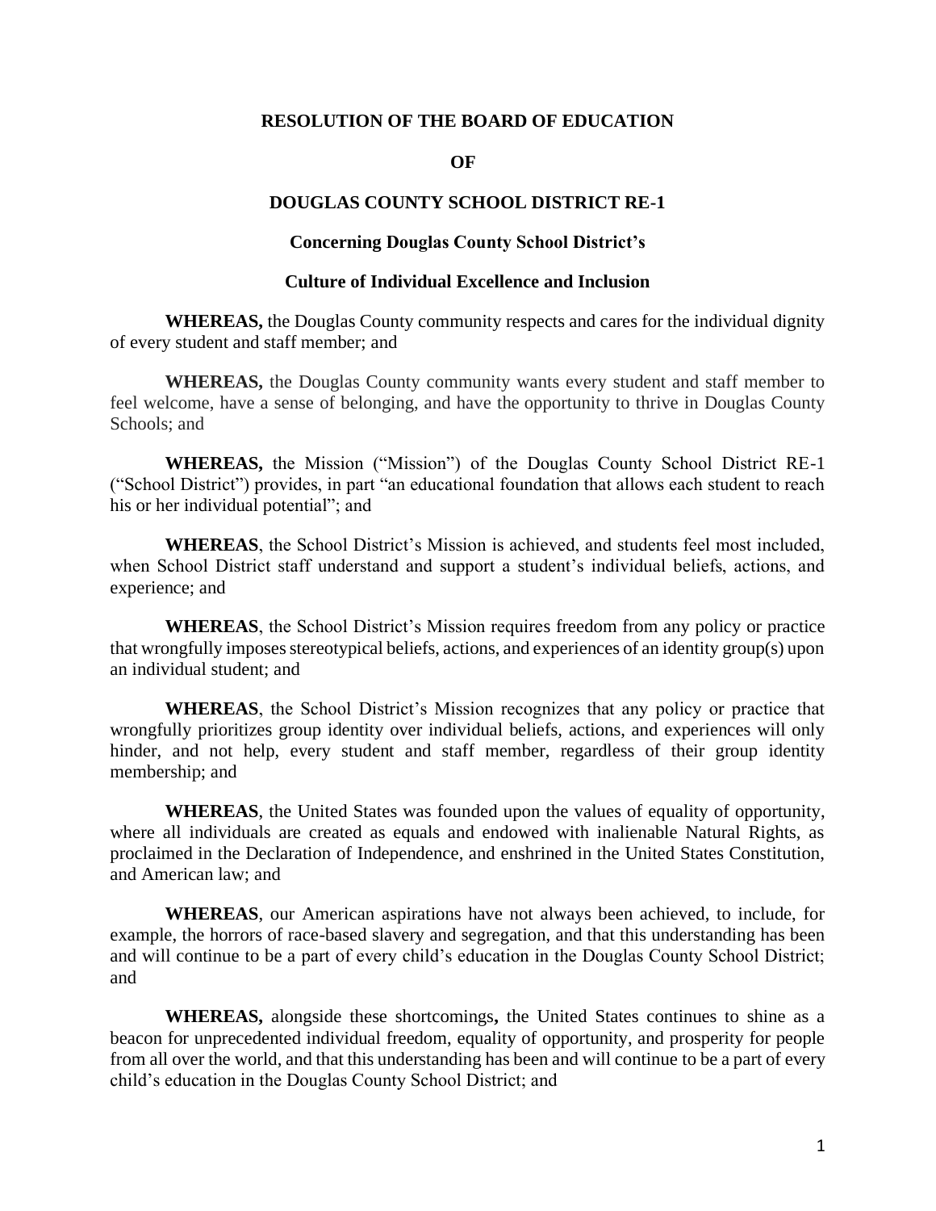# RESOLUTION OF THE BOARD OF EDUCATION

# OF

# DOUGLAS COUNTY SCHOOL DISTRICT RE-1

## Concerning Douglas County School District's

## Culture of Individual Excellence and Inclusion

**WHEREAS,** the Douglas County community respects and cares for the individual dignity of every student and staff member; and

**WHEREAS,** the Douglas County community wants every student and staff member to feel welcome, have a sense of belonging, and have the opportunity to thrive in Douglas County Schools; and

**WHEREAS,** the Mission ("Mission") of the Douglas County School District RE-1 ("School District") provides, in part "an educational foundation that allows each student to reach his or her individual potential"; and

**WHEREAS**, the School District's Mission is achieved, and students feel most included, when School District staff understand and support a student's individual beliefs, actions, and experience; and

**WHEREAS**, the School District's Mission requires freedom from any policy or practice that wrongfully imposes stereotypical beliefs, actions, and experiences of an identity group(s) upon an individual student; and

**WHEREAS**, the School District's Mission recognizes that any policy or practice that wrongfully prioritizes group identity over individual beliefs, actions, and experiences will only hinder, and not help, every student and staff member, regardless of their group identity membership; and

**WHEREAS**, the United States was founded upon the values of equality of opportunity, where all individuals are created as equals and endowed with inalienable Natural Rights, as proclaimed in the Declaration of Independence, and enshrined in the United States Constitution, and American law; and

**WHEREAS**, our American aspirations have not always been achieved, to include, for example, the horrors of race-based slavery and segregation, and that this understanding has been and will continue to be a part of every child's education in the Douglas County School District; and

**WHEREAS,** alongside these shortcomings**,** the United States continues to shine as a beacon for unprecedented individual freedom, equality of opportunity, and prosperity for people from all over the world, and that this understanding has been and will continue to be a part of every child's education in the Douglas County School District; and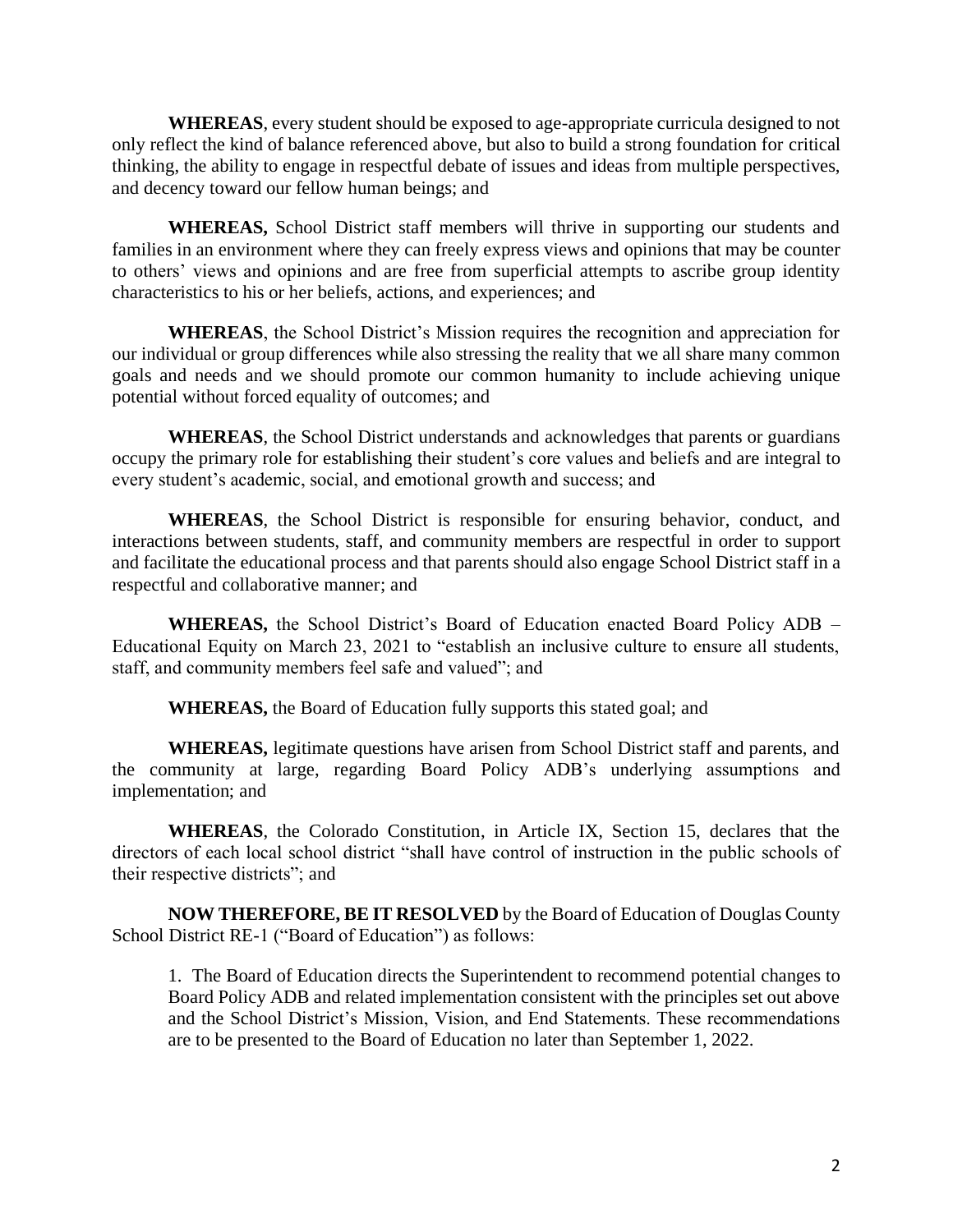**WHEREAS**, every student should be exposed to age-appropriate curricula designed to not only reflect the kind of balance referenced above, but also to build a strong foundation for critical thinking, the ability to engage in respectful debate of issues and ideas from multiple perspectives, and decency toward our fellow human beings; and

**WHEREAS,** School District staff members will thrive in supporting our students and families in an environment where they can freely express views and opinions that may be counter to others' views and opinions and are free from superficial attempts to ascribe group identity characteristics to his or her beliefs, actions, and experiences; and

**WHEREAS**, the School District's Mission requires the recognition and appreciation for our individual or group differences while also stressing the reality that we all share many common goals and needs and we should promote our common humanity to include achieving unique potential without forced equality of outcomes; and

**WHEREAS**, the School District understands and acknowledges that parents or guardians occupy the primary role for establishing their student's core values and beliefs and are integral to every student's academic, social, and emotional growth and success; and

**WHEREAS**, the School District is responsible for ensuring behavior, conduct, and interactions between students, staff, and community members are respectful in order to support and facilitate the educational process and that parents should also engage School District staff in a respectful and collaborative manner; and

**WHEREAS,** the School District's Board of Education enacted Board Policy ADB – Educational Equity on March 23, 2021 to "establish an inclusive culture to ensure all students, staff, and community members feel safe and valued"; and

**WHEREAS,** the Board of Education fully supports this stated goal; and

**WHEREAS,** legitimate questions have arisen from School District staff and parents, and the community at large, regarding Board Policy ADB's underlying assumptions and implementation; and

**WHEREAS**, the Colorado Constitution, in Article IX, Section 15, declares that the directors of each local school district "shall have control of instruction in the public schools of their respective districts"; and

**NOW THEREFORE, BE IT RESOLVED** by the Board of Education of Douglas County School District RE-1 ("Board of Education") as follows:

1. The Board of Education directs the Superintendent to recommend potential changes to Board Policy ADB and related implementation consistent with the principles set out above and the School District's Mission, Vision, and End Statements. These recommendations are to be presented to the Board of Education no later than September 1, 2022.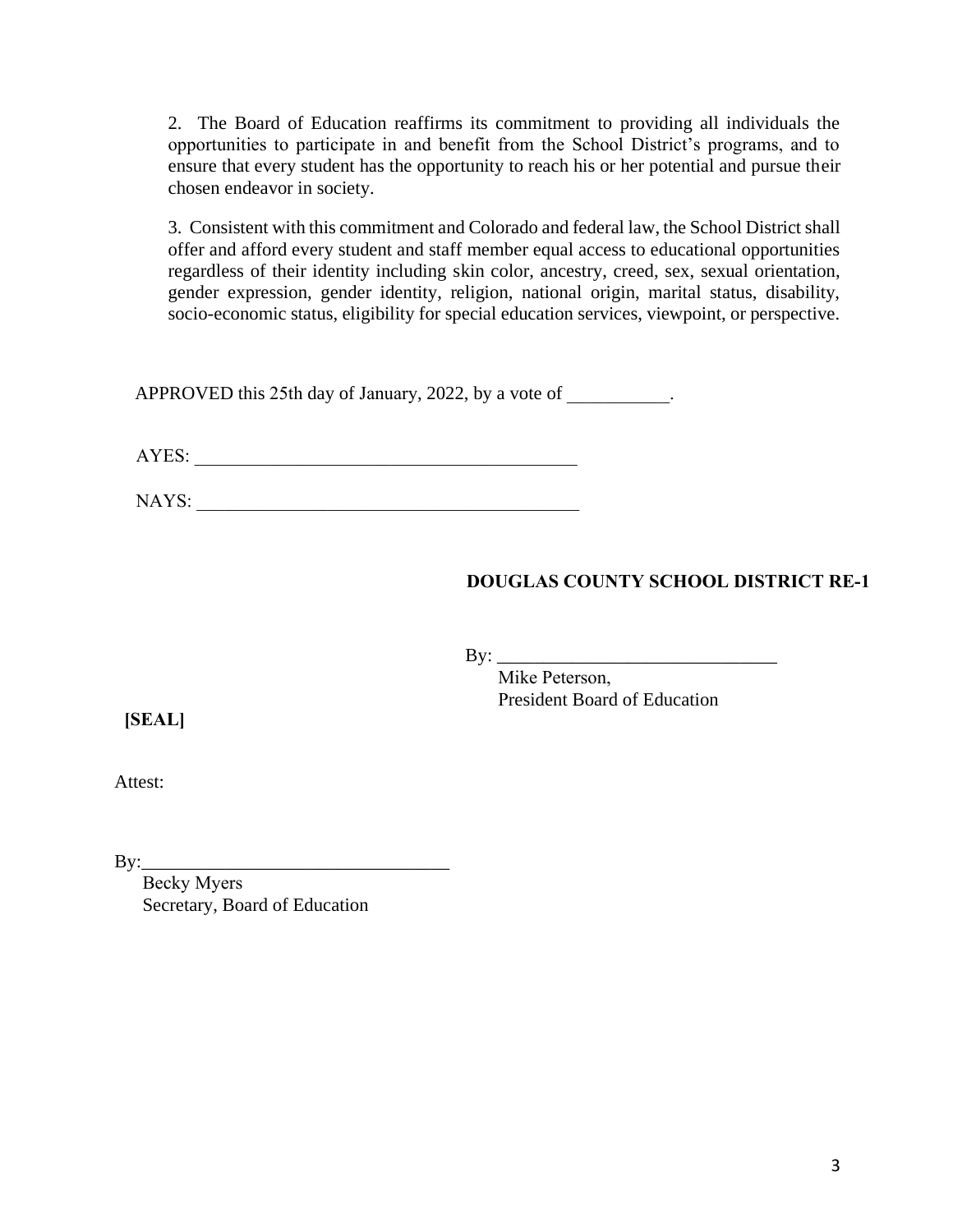2. The Board of Education reaffirms its commitment to providing all individuals the opportunities to participate in and benefit from the School District's programs, and to ensure that every student has the opportunity to reach his or her potential and pursue their chosen endeavor in society.

3. Consistent with this commitment and Colorado and federal law, the School District shall offer and afford every student and staff member equal access to educational opportunities regardless of their identity including skin color, ancestry, creed, sex, sexual orientation, gender expression, gender identity, religion, national origin, marital status, disability, socio-economic status, eligibility for special education services, viewpoint, or perspective.

APPROVED this 25th day of January, 2022, by a vote of ___________.

AYES: ________________________________________

NAYS: ________________________________________

**DOUGLAS COUNTY SCHOOL DISTRICT RE-1**

By: ______________________________
Mike Peterson,
President Board of Education

**[SEAL]**

Attest:

By:_________________________________
Becky Myers
Secretary, Board of Education